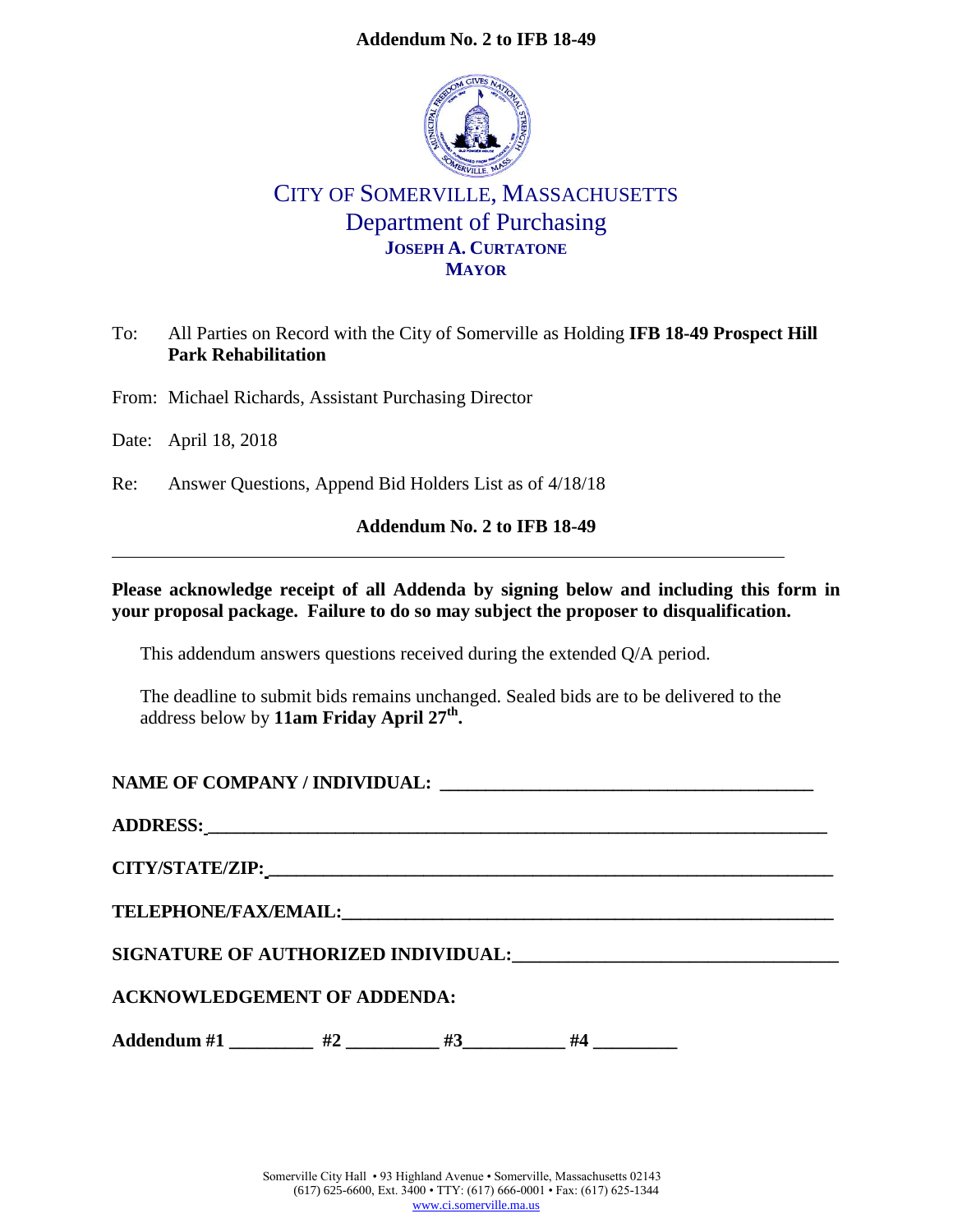# Addendum No. 2 to IFB 18-49

## CITY OF SOMERVILLE, MASSACHUSETTS
## Department of Purchasing
**JOSEPH A. CURTATONE**
**MAYOR**

To: All Parties on Record with the City of Somerville as Holding **IFB 18-49 Prospect Hill Park Rehabilitation**

From: Michael Richards, Assistant Purchasing Director

Date: April 18, 2018

Re: Answer Questions, Append Bid Holders List as of 4/18/18

**Addendum No. 2 to IFB 18-49**

---

**Please acknowledge receipt of all Addenda by signing below and including this form in your proposal package. Failure to do so may subject the proposer to disqualification.**

This addendum answers questions received during the extended Q/A period.

The deadline to submit bids remains unchanged. Sealed bids are to be delivered to the address below by **11am Friday April 27th.**

**NAME OF COMPANY / INDIVIDUAL:** ________________________________________

**ADDRESS:** ______________________________________________________________

**CITY/STATE/ZIP:** ________________________________________________________

**TELEPHONE/FAX/EMAIL:** __________________________________________________

**SIGNATURE OF AUTHORIZED INDIVIDUAL:** ___________________________________

**ACKNOWLEDGEMENT OF ADDENDA:**

**Addendum #1** _________ **#2** __________ **#3** ___________ **#4** _________

Somerville City Hall • 93 Highland Avenue • Somerville, Massachusetts 02143
(617) 625-6600, Ext. 3400 • TTY: (617) 666-0001 • Fax: (617) 625-1344
www.ci.somerville.ma.us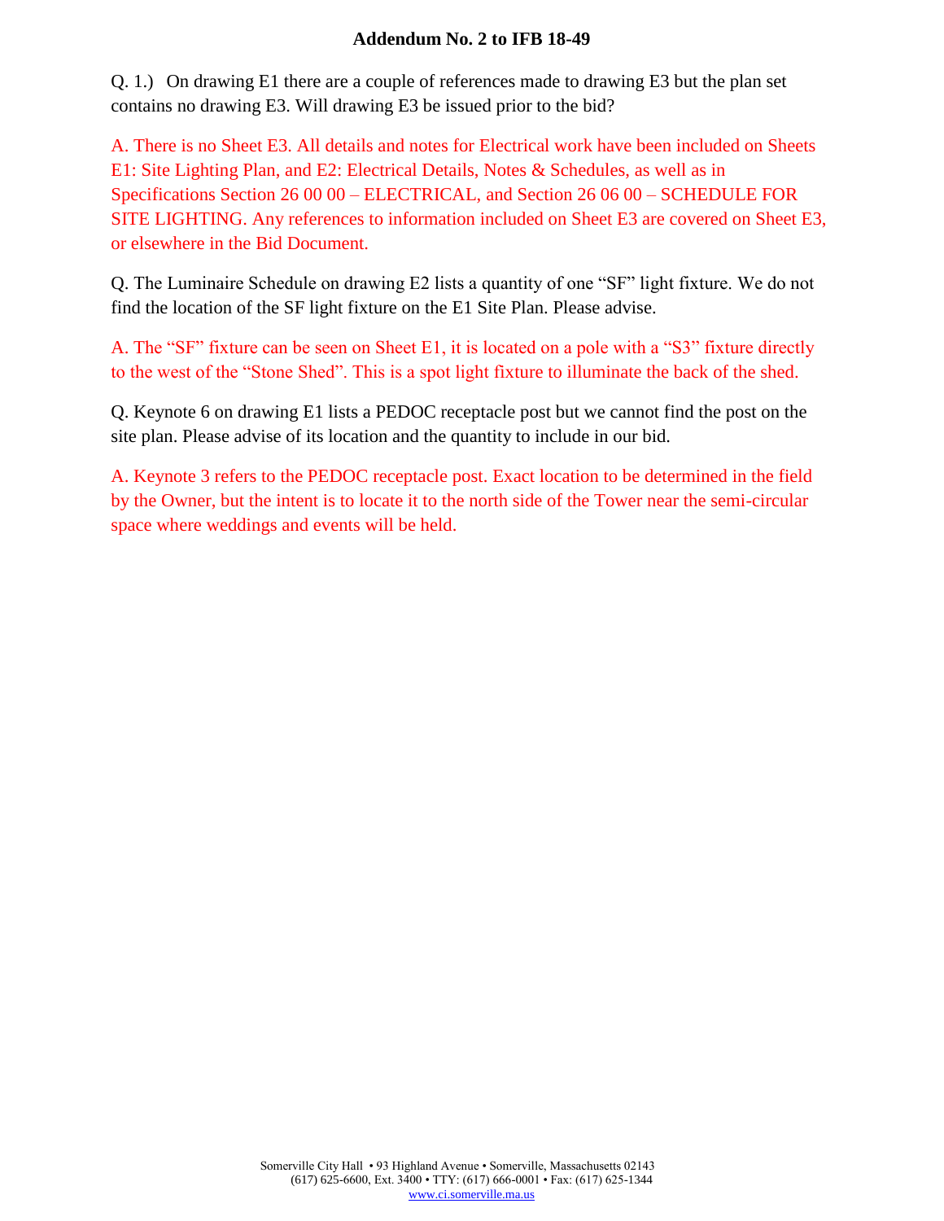## Addendum No. 2 to IFB 18-49

Q. 1.) On drawing E1 there are a couple of references made to drawing E3 but the plan set contains no drawing E3. Will drawing E3 be issued prior to the bid?

A. There is no Sheet E3. All details and notes for Electrical work have been included on Sheets E1: Site Lighting Plan, and E2: Electrical Details, Notes & Schedules, as well as in Specifications Section 26 00 00 – ELECTRICAL, and Section 26 06 00 – SCHEDULE FOR SITE LIGHTING. Any references to information included on Sheet E3 are covered on Sheet E3, or elsewhere in the Bid Document.

Q. The Luminaire Schedule on drawing E2 lists a quantity of one "SF" light fixture. We do not find the location of the SF light fixture on the E1 Site Plan. Please advise.

A. The "SF" fixture can be seen on Sheet E1, it is located on a pole with a "S3" fixture directly to the west of the "Stone Shed". This is a spot light fixture to illuminate the back of the shed.

Q. Keynote 6 on drawing E1 lists a PEDOC receptacle post but we cannot find the post on the site plan. Please advise of its location and the quantity to include in our bid.

A. Keynote 3 refers to the PEDOC receptacle post. Exact location to be determined in the field by the Owner, but the intent is to locate it to the north side of the Tower near the semi-circular space where weddings and events will be held.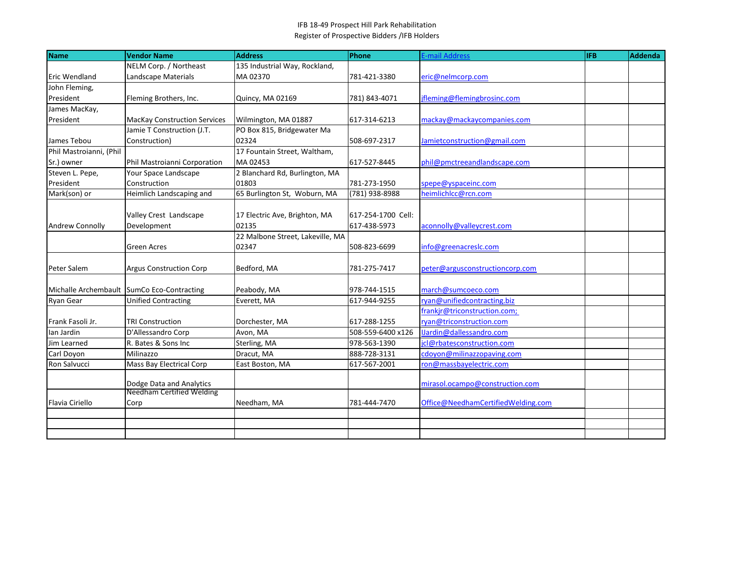IFB 18-49 Prospect Hill Park Rehabilitation
Register of Prospective Bidders /IFB Holders

| Name | Vendor Name | Address | Phone | E-mail Address | IFB | Addenda |
|---|---|---|---|---|---|---|
| Eric Wendland | NELM Corp. / Northeast Landscape Materials | 135 Industrial Way, Rockland, MA 02370 | 781-421-3380 | eric@nelmcorp.com | | |
| John Fleming, President | Fleming Brothers, Inc. | Quincy, MA 02169 | 781) 843-4071 | jfleming@flemingbrosinc.com | | |
| James MacKay, President | MacKay Construction Services | Wilmington, MA 01887 | 617-314-6213 | mackay@mackaycompanies.com | | |
| James Tebou | Jamie T Construction (J.T. Construction) | PO Box 815, Bridgewater Ma 02324 | 508-697-2317 | Jamietconstruction@gmail.com | | |
| Phil Mastroianni, (Phil Sr.) owner | Phil Mastroianni Corporation | 17 Fountain Street, Waltham, MA 02453 | 617-527-8445 | phil@pmctreeandlandscape.com | | |
| Steven L. Pepe, President | Your Space Landscape Construction | 2 Blanchard Rd, Burlington, MA 01803 | 781-273-1950 | spepe@yspaceinc.com | | |
| Mark(son) or | Heimlich Landscaping and | 65 Burlington St, Woburn, MA | (781) 938-8988 | heimlichlcc@rcn.com | | |
| Andrew Connolly | Valley Crest Landscape Development | 17 Electric Ave, Brighton, MA 02135 | 617-254-1700 Cell: 617-438-5973 | aconnolly@valleycrest.com | | |
| | Green Acres | 22 Malbone Street, Lakeville, MA 02347 | 508-823-6699 | info@greenacreslc.com | | |
| Peter Salem | Argus Construction Corp | Bedford, MA | 781-275-7417 | peter@argusconstructioncorp.com | | |
| Michalle Archembault | SumCo Eco-Contracting | Peabody, MA | 978-744-1515 | march@sumcoeco.com | | |
| Ryan Gear | Unified Contracting | Everett, MA | 617-944-9255 | ryan@unifiedcontracting.biz | | |
| Frank Fasoli Jr. | TRI Construction | Dorchester, MA | 617-288-1255 | frankjr@triconstruction.com; ryan@triconstruction.com | | |
| Ian Jardin | D'Allessandro Corp | Avon, MA | 508-559-6400 x126 | IJardin@dallessandro.com | | |
| Jim Learned | R. Bates & Sons Inc | Sterling, MA | 978-563-1390 | jcl@rbatesconstruction.com | | |
| Carl Doyon | Milinazzo | Dracut, MA | 888-728-3131 | cdoyon@milinazzopaving.com | | |
| Ron Salvucci | Mass Bay Electrical Corp | East Boston, MA | 617-567-2001 | ron@massbayelectric.com | | |
| | Dodge Data and Analytics | | | mirasol.ocampo@construction.com | | |
| Flavia Ciriello | Needham Certified Welding Corp | Needham, MA | 781-444-7470 | Office@NeedhamCertifiedWelding.com | | |
| | | | | | | |
| | | | | | | |
| | | | | | | |